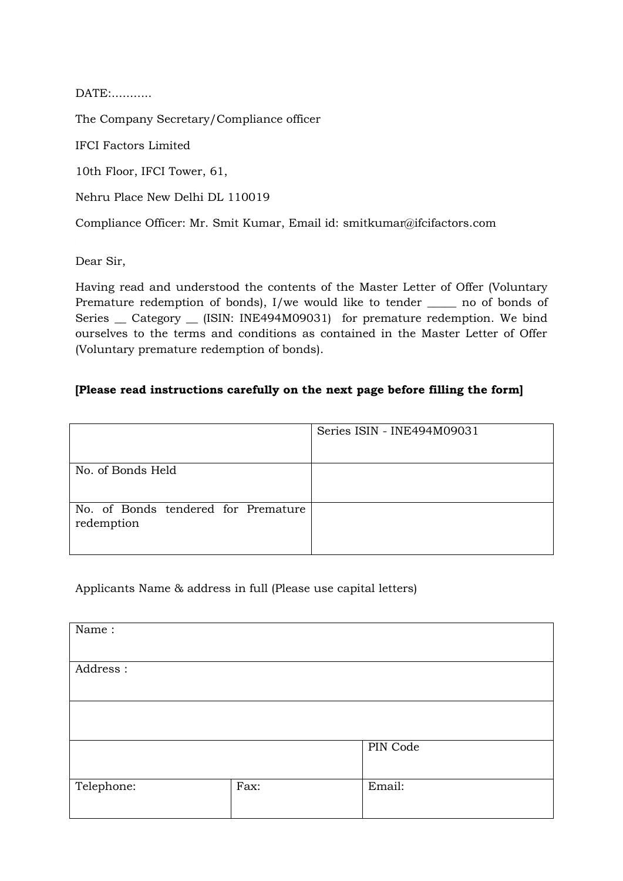DATE:...........

The Company Secretary/Compliance officer

IFCI Factors Limited

10th Floor, IFCI Tower, 61,

Nehru Place New Delhi DL 110019

Compliance Officer: Mr. Smit Kumar, Email id: smitkumar@ifcifactors.com

Dear Sir,

Having read and understood the contents of the Master Letter of Offer (Voluntary Premature redemption of bonds), I/we would like to tender _____ no of bonds of Series __ Category __ (ISIN: INE494M09031) for premature redemption. We bind ourselves to the terms and conditions as contained in the Master Letter of Offer (Voluntary premature redemption of bonds).

**[Please read instructions carefully on the next page before filling the form]**

| | Series ISIN - INE494M09031 |
|---|---|
| No. of Bonds Held | |
| No. of Bonds tendered for Premature redemption | |

Applicants Name & address in full (Please use capital letters)

| Name : | | |
|---|---|---|
| Address : | | |
| | | |
| | | PIN Code |
| Telephone: | Fax: | Email: |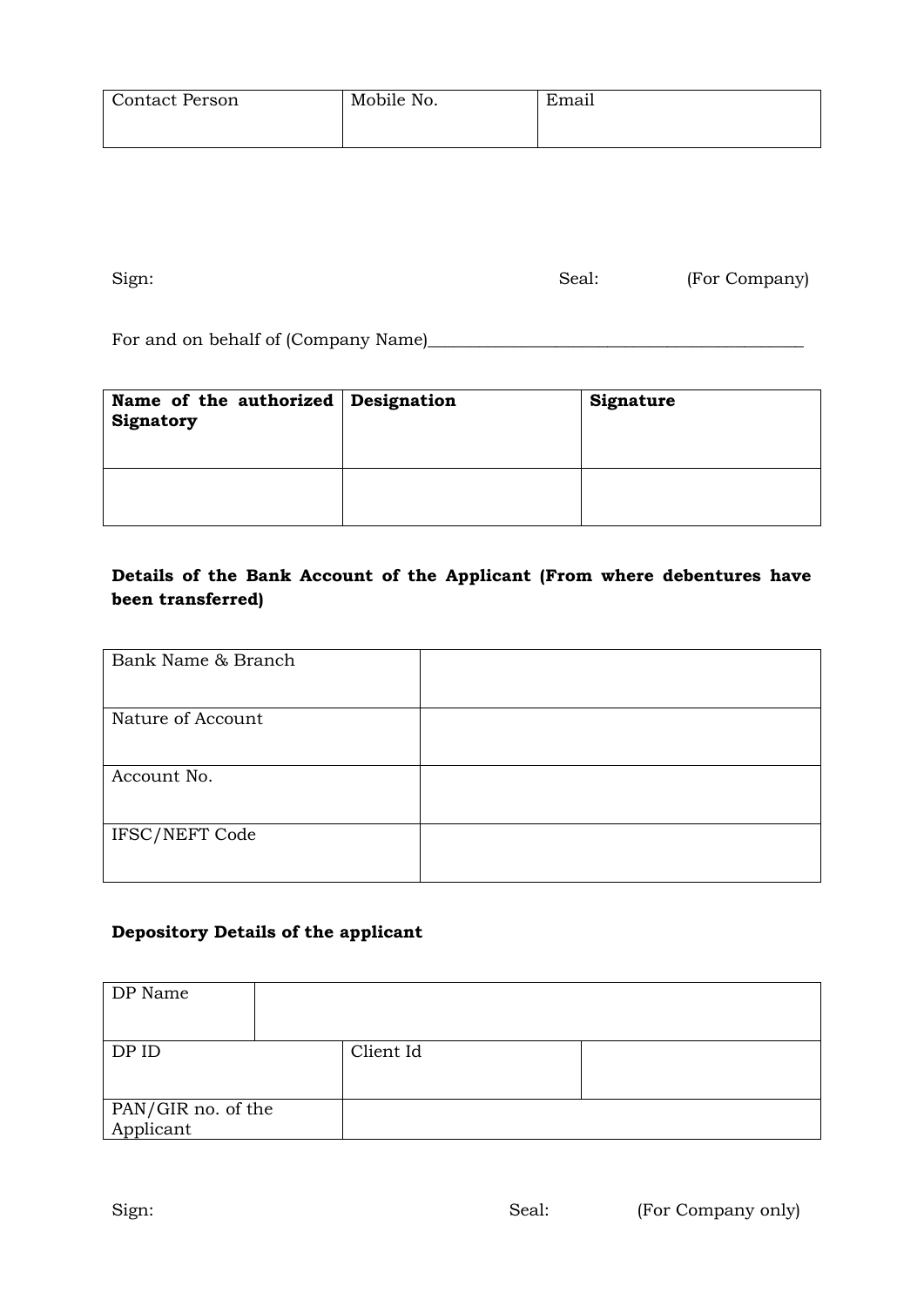| Contact Person | Mobile No. | Email |
|---|---|---|
| | | |

Sign: Seal: (For Company)

For and on behalf of (Company Name)___________________________________________

| **Name of the authorized Signatory** | **Designation** | **Signature** |
|---|---|---|
| | | |

**Details of the Bank Account of the Applicant (From where debentures have been transferred)**

| Bank Name & Branch | |
|---|---|
| Nature of Account | |
| Account No. | |
| IFSC/NEFT Code | |

**Depository Details of the applicant**

| DP Name | | | |
|---|---|---|---|
| DP ID | | Client Id | |
| PAN/GIR no. of the Applicant | | | |

Sign: Seal: (For Company only)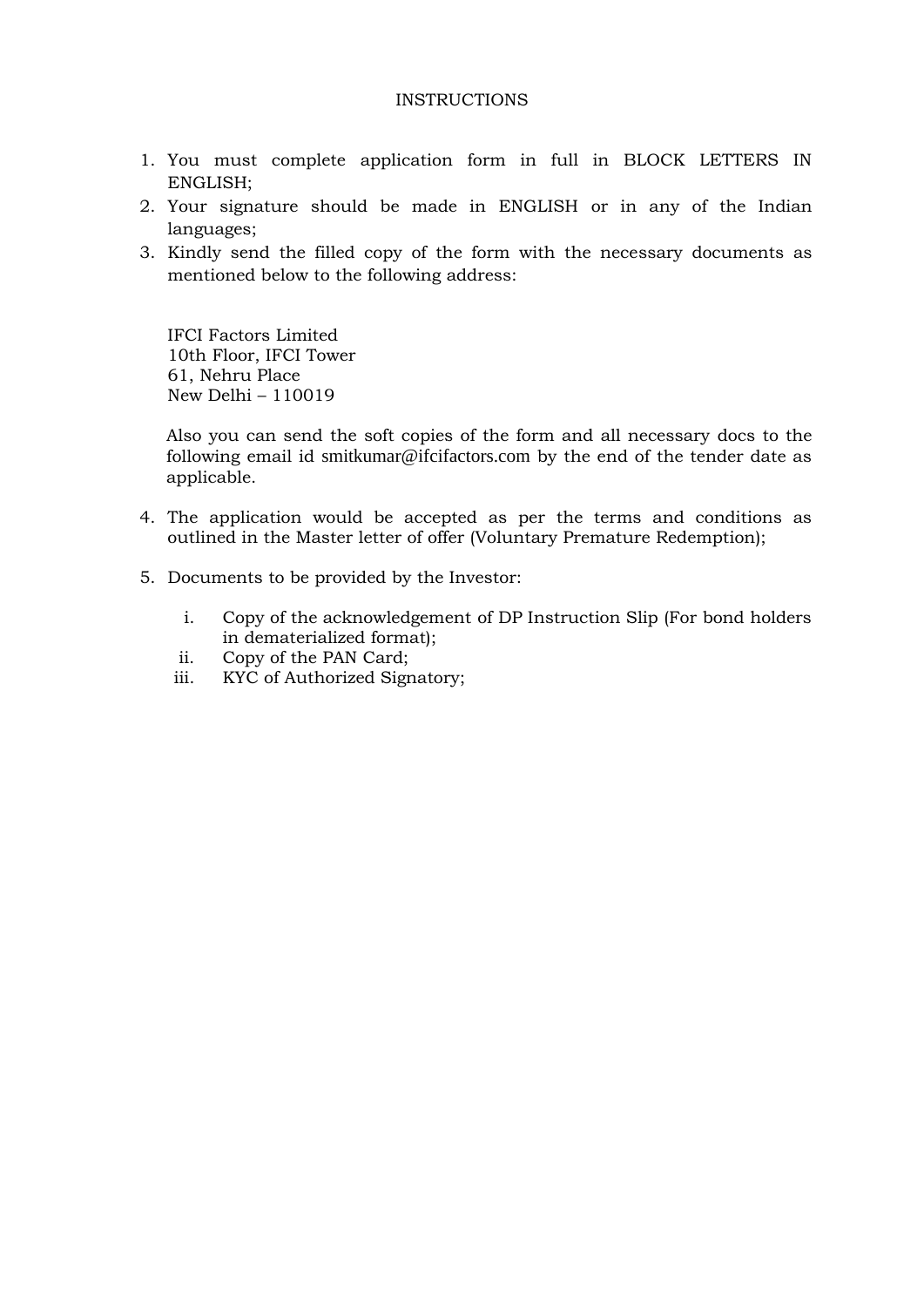# INSTRUCTIONS

1. You must complete application form in full in BLOCK LETTERS IN ENGLISH;
2. Your signature should be made in ENGLISH or in any of the Indian languages;
3. Kindly send the filled copy of the form with the necessary documents as mentioned below to the following address:

   IFCI Factors Limited
   10th Floor, IFCI Tower
   61, Nehru Place
   New Delhi – 110019

   Also you can send the soft copies of the form and all necessary docs to the following email id smitkumar@ifcifactors.com by the end of the tender date as applicable.

4. The application would be accepted as per the terms and conditions as outlined in the Master letter of offer (Voluntary Premature Redemption);

5. Documents to be provided by the Investor:

   i. Copy of the acknowledgement of DP Instruction Slip (For bond holders in dematerialized format);
   ii. Copy of the PAN Card;
   iii. KYC of Authorized Signatory;